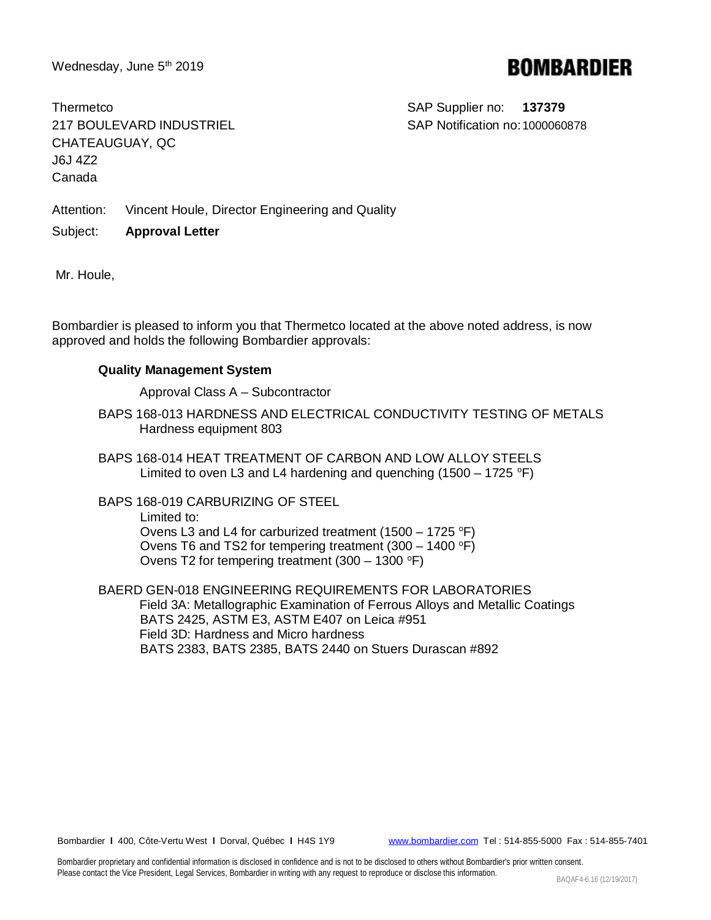Wednesday, June 5th 2019

**BOMBARDIER**

Thermetco
217 BOULEVARD INDUSTRIEL
CHATEAUGUAY, QC
J6J 4Z2
Canada

SAP Supplier no: **137379**
SAP Notification no: 1000060878

Attention: Vincent Houle, Director Engineering and Quality

Subject: **Approval Letter**

Mr. Houle,

Bombardier is pleased to inform you that Thermetco located at the above noted address, is now approved and holds the following Bombardier approvals:

**Quality Management System**

Approval Class A – Subcontractor

BAPS 168-013 HARDNESS AND ELECTRICAL CONDUCTIVITY TESTING OF METALS
Hardness equipment 803

BAPS 168-014 HEAT TREATMENT OF CARBON AND LOW ALLOY STEELS
Limited to oven L3 and L4 hardening and quenching (1500 – 1725 °F)

BAPS 168-019 CARBURIZING OF STEEL
Limited to:
Ovens L3 and L4 for carburized treatment (1500 – 1725 °F)
Ovens T6 and TS2 for tempering treatment (300 – 1400 °F)
Ovens T2 for tempering treatment (300 – 1300 °F)

BAERD GEN-018 ENGINEERING REQUIREMENTS FOR LABORATORIES
Field 3A: Metallographic Examination of Ferrous Alloys and Metallic Coatings
BATS 2425, ASTM E3, ASTM E407 on Leica #951
Field 3D: Hardness and Micro hardness
BATS 2383, BATS 2385, BATS 2440 on Stuers Durascan #892

Bombardier | 400, Côte-Vertu West | Dorval, Québec | H4S 1Y9 www.bombardier.com Tel : 514-855-5000 Fax : 514-855-7401

Bombardier proprietary and confidential information is disclosed in confidence and is not to be disclosed to others without Bombardier's prior written consent. Please contact the Vice President, Legal Services, Bombardier in writing with any request to reproduce or disclose this information.

BAQAF4-6.16 (12/19/2017)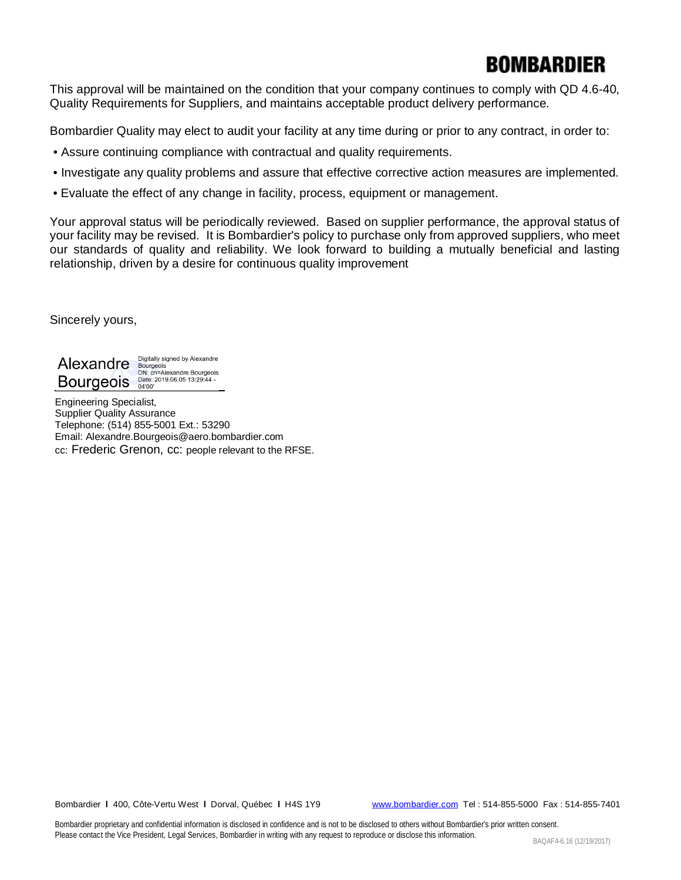BOMBARDIER

This approval will be maintained on the condition that your company continues to comply with QD 4.6-40, Quality Requirements for Suppliers, and maintains acceptable product delivery performance.

Bombardier Quality may elect to audit your facility at any time during or prior to any contract, in order to:

- Assure continuing compliance with contractual and quality requirements.
- Investigate any quality problems and assure that effective corrective action measures are implemented.
- Evaluate the effect of any change in facility, process, equipment or management.

Your approval status will be periodically reviewed. Based on supplier performance, the approval status of your facility may be revised. It is Bombardier's policy to purchase only from approved suppliers, who meet our standards of quality and reliability. We look forward to building a mutually beneficial and lasting relationship, driven by a desire for continuous quality improvement

Sincerely yours,

Alexandre Bourgeois
Digitally signed by Alexandre Bourgeois
DN: cn=Alexandre Bourgeois
Date: 2019.06.05 13:29:44 -04'00'

Engineering Specialist,
Supplier Quality Assurance
Telephone: (514) 855-5001 Ext.: 53290
Email: Alexandre.Bourgeois@aero.bombardier.com
cc: Frederic Grenon, cc: people relevant to the RFSE.

Bombardier I 400, Côte-Vertu West I Dorval, Québec I H4S 1Y9 www.bombardier.com Tel : 514-855-5000 Fax : 514-855-7401

Bombardier proprietary and confidential information is disclosed in confidence and is not to be disclosed to others without Bombardier's prior written consent. Please contact the Vice President, Legal Services, Bombardier in writing with any request to reproduce or disclose this information.

BAQAF4-6.16 (12/19/2017)